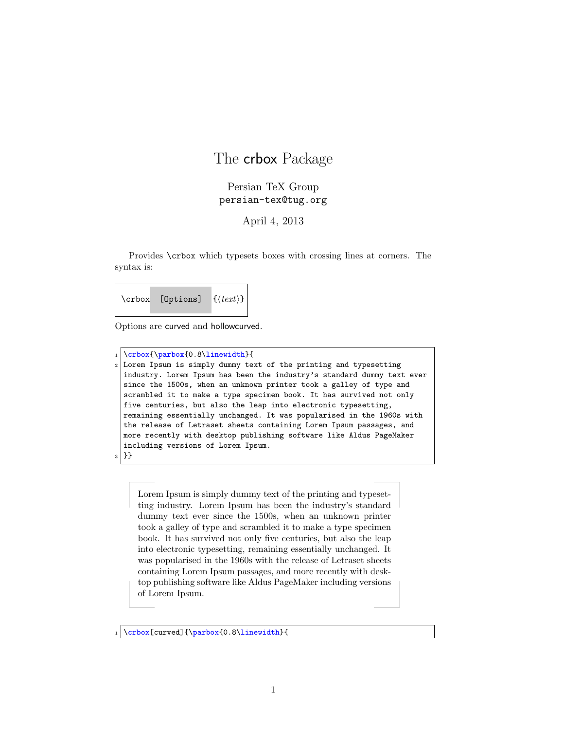# The crbox Package

Persian TeX Group
persian-tex@tug.org

April 4, 2013

Provides \crbox which typesets boxes with crossing lines at corners. The syntax is:

```
\crbox [Options] {⟨text⟩}
```

Options are curved and hollowcurved.

```
\crbox{\parbox{0.8\linewidth}{
Lorem Ipsum is simply dummy text of the printing and typesetting
industry. Lorem Ipsum has been the industry's standard dummy text ever
since the 1500s, when an unknown printer took a galley of type and
scrambled it to make a type specimen book. It has survived not only
five centuries, but also the leap into electronic typesetting,
remaining essentially unchanged. It was popularised in the 1960s with
the release of Letraset sheets containing Lorem Ipsum passages, and
more recently with desktop publishing software like Aldus PageMaker
including versions of Lorem Ipsum.
}}
```

Lorem Ipsum is simply dummy text of the printing and typesetting industry. Lorem Ipsum has been the industry's standard dummy text ever since the 1500s, when an unknown printer took a galley of type and scrambled it to make a type specimen book. It has survived not only five centuries, but also the leap into electronic typesetting, remaining essentially unchanged. It was popularised in the 1960s with the release of Letraset sheets containing Lorem Ipsum passages, and more recently with desktop publishing software like Aldus PageMaker including versions of Lorem Ipsum.

```
\crbox[curved]{\parbox{0.8\linewidth}{
```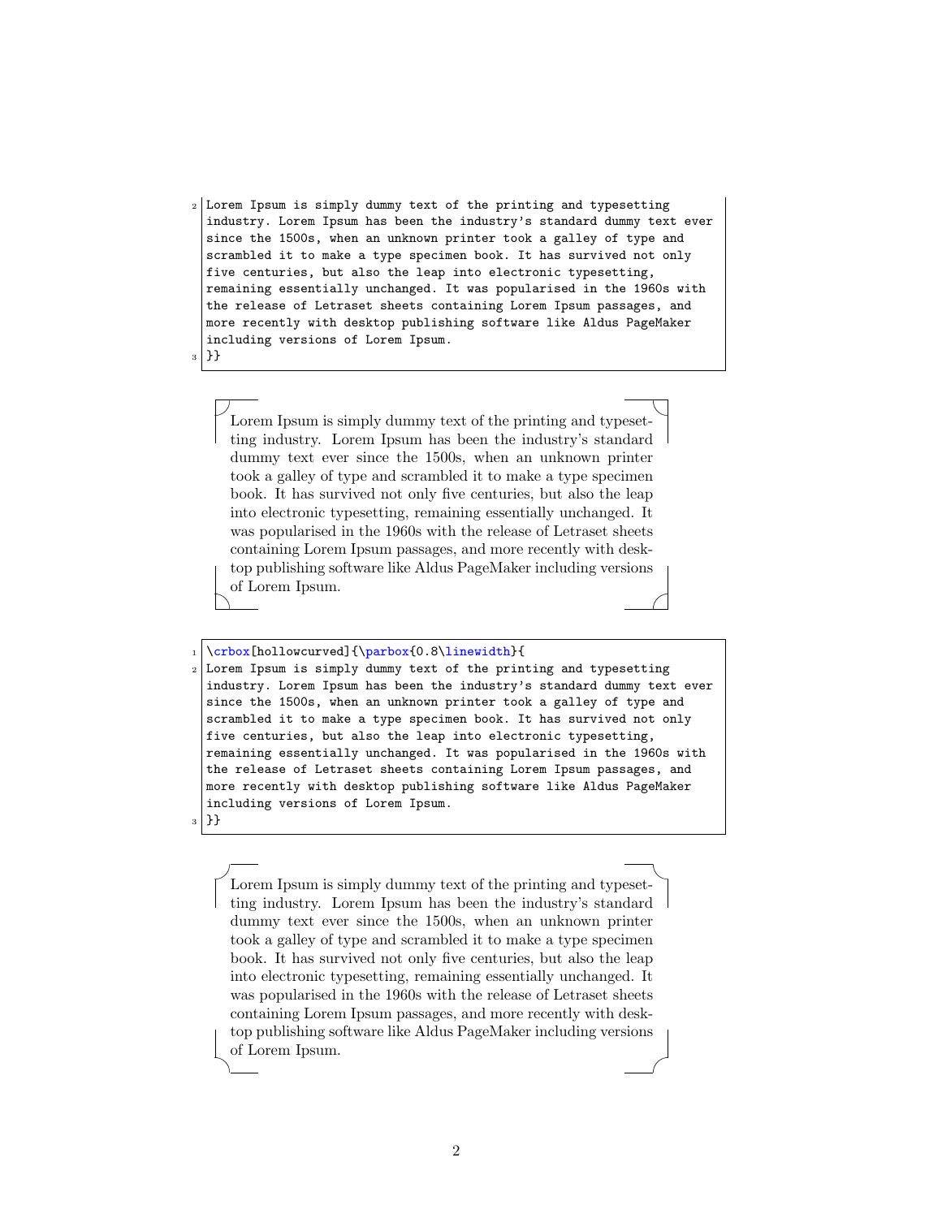```
Lorem Ipsum is simply dummy text of the printing and typesetting
industry. Lorem Ipsum has been the industry's standard dummy text ever
since the 1500s, when an unknown printer took a galley of type and
scrambled it to make a type specimen book. It has survived not only
five centuries, but also the leap into electronic typesetting,
remaining essentially unchanged. It was popularised in the 1960s with
the release of Letraset sheets containing Lorem Ipsum passages, and
more recently with desktop publishing software like Aldus PageMaker
including versions of Lorem Ipsum.
}}
```

Lorem Ipsum is simply dummy text of the printing and typesetting industry. Lorem Ipsum has been the industry's standard dummy text ever since the 1500s, when an unknown printer took a galley of type and scrambled it to make a type specimen book. It has survived not only five centuries, but also the leap into electronic typesetting, remaining essentially unchanged. It was popularised in the 1960s with the release of Letraset sheets containing Lorem Ipsum passages, and more recently with desktop publishing software like Aldus PageMaker including versions of Lorem Ipsum.

```
\crbox[hollowcurved]{\parbox{0.8\linewidth}{
Lorem Ipsum is simply dummy text of the printing and typesetting
industry. Lorem Ipsum has been the industry's standard dummy text ever
since the 1500s, when an unknown printer took a galley of type and
scrambled it to make a type specimen book. It has survived not only
five centuries, but also the leap into electronic typesetting,
remaining essentially unchanged. It was popularised in the 1960s with
the release of Letraset sheets containing Lorem Ipsum passages, and
more recently with desktop publishing software like Aldus PageMaker
including versions of Lorem Ipsum.
}}
```

Lorem Ipsum is simply dummy text of the printing and typesetting industry. Lorem Ipsum has been the industry's standard dummy text ever since the 1500s, when an unknown printer took a galley of type and scrambled it to make a type specimen book. It has survived not only five centuries, but also the leap into electronic typesetting, remaining essentially unchanged. It was popularised in the 1960s with the release of Letraset sheets containing Lorem Ipsum passages, and more recently with desktop publishing software like Aldus PageMaker including versions of Lorem Ipsum.